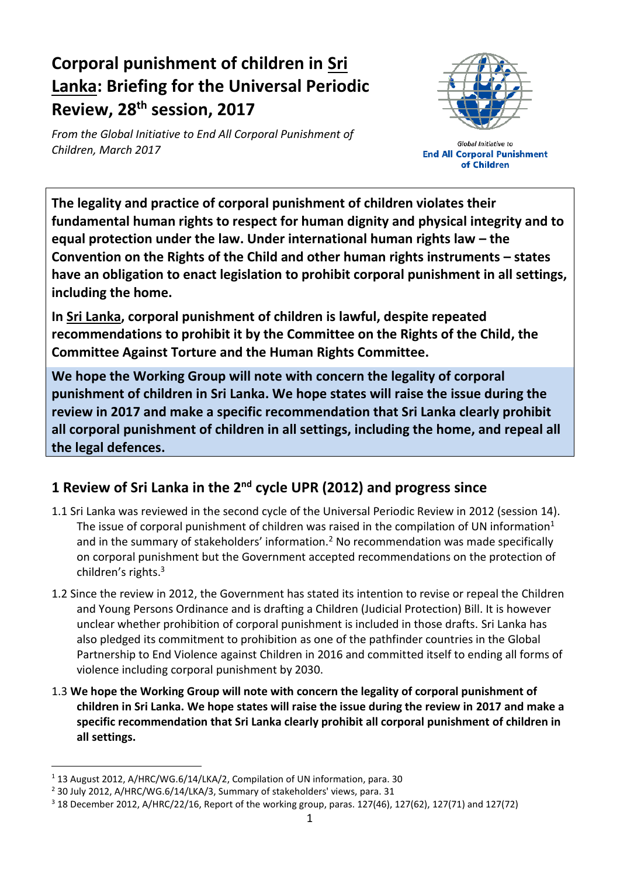# Corporal punishment of children in Sri Lanka: Briefing for the Universal Periodic Review, 28th session, 2017

*From the Global Initiative to End All Corporal Punishment of Children, March 2017*

Global Initiative to **End All Corporal Punishment of Children**

**The legality and practice of corporal punishment of children violates their fundamental human rights to respect for human dignity and physical integrity and to equal protection under the law. Under international human rights law – the Convention on the Rights of the Child and other human rights instruments – states have an obligation to enact legislation to prohibit corporal punishment in all settings, including the home.**

**In Sri Lanka, corporal punishment of children is lawful, despite repeated recommendations to prohibit it by the Committee on the Rights of the Child, the Committee Against Torture and the Human Rights Committee.**

**We hope the Working Group will note with concern the legality of corporal punishment of children in Sri Lanka. We hope states will raise the issue during the review in 2017 and make a specific recommendation that Sri Lanka clearly prohibit all corporal punishment of children in all settings, including the home, and repeal all the legal defences.**

## 1 Review of Sri Lanka in the 2nd cycle UPR (2012) and progress since

1.1 Sri Lanka was reviewed in the second cycle of the Universal Periodic Review in 2012 (session 14). The issue of corporal punishment of children was raised in the compilation of UN information[1] and in the summary of stakeholders' information.[2] No recommendation was made specifically on corporal punishment but the Government accepted recommendations on the protection of children's rights.[3]

1.2 Since the review in 2012, the Government has stated its intention to revise or repeal the Children and Young Persons Ordinance and is drafting a Children (Judicial Protection) Bill. It is however unclear whether prohibition of corporal punishment is included in those drafts. Sri Lanka has also pledged its commitment to prohibition as one of the pathfinder countries in the Global Partnership to End Violence against Children in 2016 and committed itself to ending all forms of violence including corporal punishment by 2030.

1.3 **We hope the Working Group will note with concern the legality of corporal punishment of children in Sri Lanka. We hope states will raise the issue during the review in 2017 and make a specific recommendation that Sri Lanka clearly prohibit all corporal punishment of children in all settings.**

---

[1] 13 August 2012, A/HRC/WG.6/14/LKA/2, Compilation of UN information, para. 30

[2] 30 July 2012, A/HRC/WG.6/14/LKA/3, Summary of stakeholders' views, para. 31

[3] 18 December 2012, A/HRC/22/16, Report of the working group, paras. 127(46), 127(62), 127(71) and 127(72)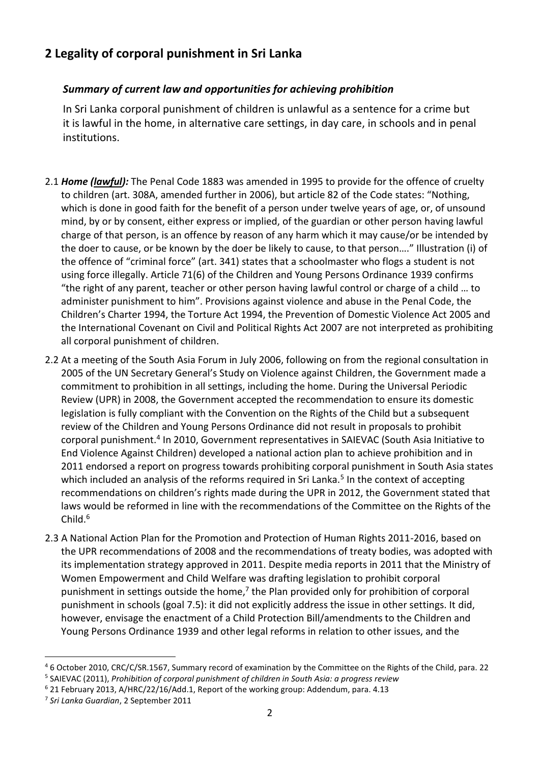## 2 Legality of corporal punishment in Sri Lanka

### *Summary of current law and opportunities for achieving prohibition*

In Sri Lanka corporal punishment of children is unlawful as a sentence for a crime but it is lawful in the home, in alternative care settings, in day care, in schools and in penal institutions.

2.1 ***Home (lawful):*** The Penal Code 1883 was amended in 1995 to provide for the offence of cruelty to children (art. 308A, amended further in 2006), but article 82 of the Code states: "Nothing, which is done in good faith for the benefit of a person under twelve years of age, or, of unsound mind, by or by consent, either express or implied, of the guardian or other person having lawful charge of that person, is an offence by reason of any harm which it may cause/or be intended by the doer to cause, or be known by the doer be likely to cause, to that person…." Illustration (i) of the offence of "criminal force" (art. 341) states that a schoolmaster who flogs a student is not using force illegally. Article 71(6) of the Children and Young Persons Ordinance 1939 confirms "the right of any parent, teacher or other person having lawful control or charge of a child … to administer punishment to him". Provisions against violence and abuse in the Penal Code, the Children's Charter 1994, the Torture Act 1994, the Prevention of Domestic Violence Act 2005 and the International Covenant on Civil and Political Rights Act 2007 are not interpreted as prohibiting all corporal punishment of children.

2.2 At a meeting of the South Asia Forum in July 2006, following on from the regional consultation in 2005 of the UN Secretary General's Study on Violence against Children, the Government made a commitment to prohibition in all settings, including the home. During the Universal Periodic Review (UPR) in 2008, the Government accepted the recommendation to ensure its domestic legislation is fully compliant with the Convention on the Rights of the Child but a subsequent review of the Children and Young Persons Ordinance did not result in proposals to prohibit corporal punishment.[4] In 2010, Government representatives in SAIEVAC (South Asia Initiative to End Violence Against Children) developed a national action plan to achieve prohibition and in 2011 endorsed a report on progress towards prohibiting corporal punishment in South Asia states which included an analysis of the reforms required in Sri Lanka.[5] In the context of accepting recommendations on children's rights made during the UPR in 2012, the Government stated that laws would be reformed in line with the recommendations of the Committee on the Rights of the Child.[6]

2.3 A National Action Plan for the Promotion and Protection of Human Rights 2011-2016, based on the UPR recommendations of 2008 and the recommendations of treaty bodies, was adopted with its implementation strategy approved in 2011. Despite media reports in 2011 that the Ministry of Women Empowerment and Child Welfare was drafting legislation to prohibit corporal punishment in settings outside the home,[7] the Plan provided only for prohibition of corporal punishment in schools (goal 7.5): it did not explicitly address the issue in other settings. It did, however, envisage the enactment of a Child Protection Bill/amendments to the Children and Young Persons Ordinance 1939 and other legal reforms in relation to other issues, and the

---

[4] 6 October 2010, CRC/C/SR.1567, Summary record of examination by the Committee on the Rights of the Child, para. 22

[5] SAIEVAC (2011), *Prohibition of corporal punishment of children in South Asia: a progress review*

[6] 21 February 2013, A/HRC/22/16/Add.1, Report of the working group: Addendum, para. 4.13

[7] *Sri Lanka Guardian*, 2 September 2011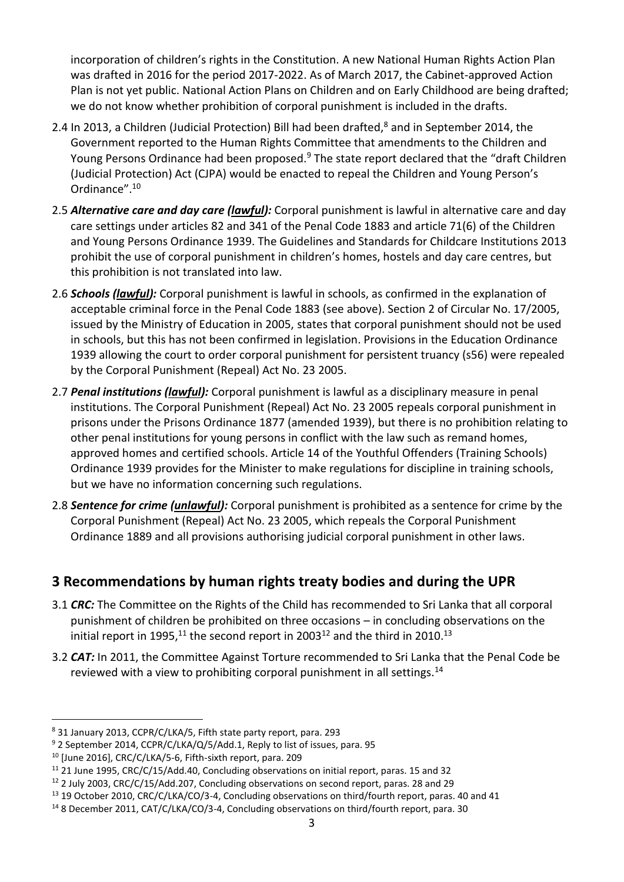incorporation of children's rights in the Constitution. A new National Human Rights Action Plan was drafted in 2016 for the period 2017-2022. As of March 2017, the Cabinet-approved Action Plan is not yet public. National Action Plans on Children and on Early Childhood are being drafted; we do not know whether prohibition of corporal punishment is included in the drafts.

2.4 In 2013, a Children (Judicial Protection) Bill had been drafted,[8] and in September 2014, the Government reported to the Human Rights Committee that amendments to the Children and Young Persons Ordinance had been proposed.[9] The state report declared that the "draft Children (Judicial Protection) Act (CJPA) would be enacted to repeal the Children and Young Person's Ordinance".[10]

2.5 ***Alternative care and day care (lawful):*** Corporal punishment is lawful in alternative care and day care settings under articles 82 and 341 of the Penal Code 1883 and article 71(6) of the Children and Young Persons Ordinance 1939. The Guidelines and Standards for Childcare Institutions 2013 prohibit the use of corporal punishment in children's homes, hostels and day care centres, but this prohibition is not translated into law.

2.6 ***Schools (lawful):*** Corporal punishment is lawful in schools, as confirmed in the explanation of acceptable criminal force in the Penal Code 1883 (see above). Section 2 of Circular No. 17/2005, issued by the Ministry of Education in 2005, states that corporal punishment should not be used in schools, but this has not been confirmed in legislation. Provisions in the Education Ordinance 1939 allowing the court to order corporal punishment for persistent truancy (s56) were repealed by the Corporal Punishment (Repeal) Act No. 23 2005.

2.7 ***Penal institutions (lawful):*** Corporal punishment is lawful as a disciplinary measure in penal institutions. The Corporal Punishment (Repeal) Act No. 23 2005 repeals corporal punishment in prisons under the Prisons Ordinance 1877 (amended 1939), but there is no prohibition relating to other penal institutions for young persons in conflict with the law such as remand homes, approved homes and certified schools. Article 14 of the Youthful Offenders (Training Schools) Ordinance 1939 provides for the Minister to make regulations for discipline in training schools, but we have no information concerning such regulations.

2.8 ***Sentence for crime (unlawful):*** Corporal punishment is prohibited as a sentence for crime by the Corporal Punishment (Repeal) Act No. 23 2005, which repeals the Corporal Punishment Ordinance 1889 and all provisions authorising judicial corporal punishment in other laws.

## 3 Recommendations by human rights treaty bodies and during the UPR

3.1 ***CRC:*** The Committee on the Rights of the Child has recommended to Sri Lanka that all corporal punishment of children be prohibited on three occasions – in concluding observations on the initial report in 1995,[11] the second report in 2003[12] and the third in 2010.[13]

3.2 ***CAT:*** In 2011, the Committee Against Torture recommended to Sri Lanka that the Penal Code be reviewed with a view to prohibiting corporal punishment in all settings.[14]

---

[8] 31 January 2013, CCPR/C/LKA/5, Fifth state party report, para. 293

[9] 2 September 2014, CCPR/C/LKA/Q/5/Add.1, Reply to list of issues, para. 95

[10] [June 2016], CRC/C/LKA/5-6, Fifth-sixth report, para. 209

[11] 21 June 1995, CRC/C/15/Add.40, Concluding observations on initial report, paras. 15 and 32

[12] 2 July 2003, CRC/C/15/Add.207, Concluding observations on second report, paras. 28 and 29

[13] 19 October 2010, CRC/C/LKA/CO/3-4, Concluding observations on third/fourth report, paras. 40 and 41

[14] 8 December 2011, CAT/C/LKA/CO/3-4, Concluding observations on third/fourth report, para. 30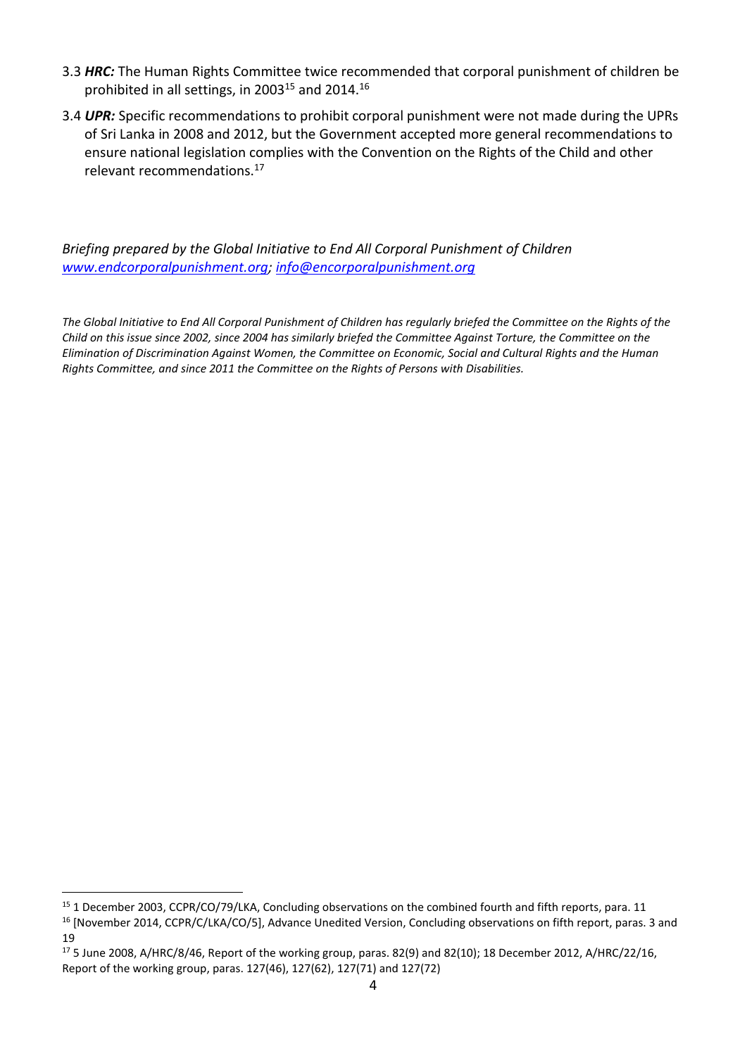3.3 ***HRC:*** The Human Rights Committee twice recommended that corporal punishment of children be prohibited in all settings, in 2003[15] and 2014.[16]

3.4 ***UPR:*** Specific recommendations to prohibit corporal punishment were not made during the UPRs of Sri Lanka in 2008 and 2012, but the Government accepted more general recommendations to ensure national legislation complies with the Convention on the Rights of the Child and other relevant recommendations.[17]

*Briefing prepared by the Global Initiative to End All Corporal Punishment of Children*
*www.endcorporalpunishment.org; info@encorporalpunishment.org*

*The Global Initiative to End All Corporal Punishment of Children has regularly briefed the Committee on the Rights of the Child on this issue since 2002, since 2004 has similarly briefed the Committee Against Torture, the Committee on the Elimination of Discrimination Against Women, the Committee on Economic, Social and Cultural Rights and the Human Rights Committee, and since 2011 the Committee on the Rights of Persons with Disabilities.*

---

[15] 1 December 2003, CCPR/CO/79/LKA, Concluding observations on the combined fourth and fifth reports, para. 11

[16] [November 2014, CCPR/C/LKA/CO/5], Advance Unedited Version, Concluding observations on fifth report, paras. 3 and 19

[17] 5 June 2008, A/HRC/8/46, Report of the working group, paras. 82(9) and 82(10); 18 December 2012, A/HRC/22/16, Report of the working group, paras. 127(46), 127(62), 127(71) and 127(72)